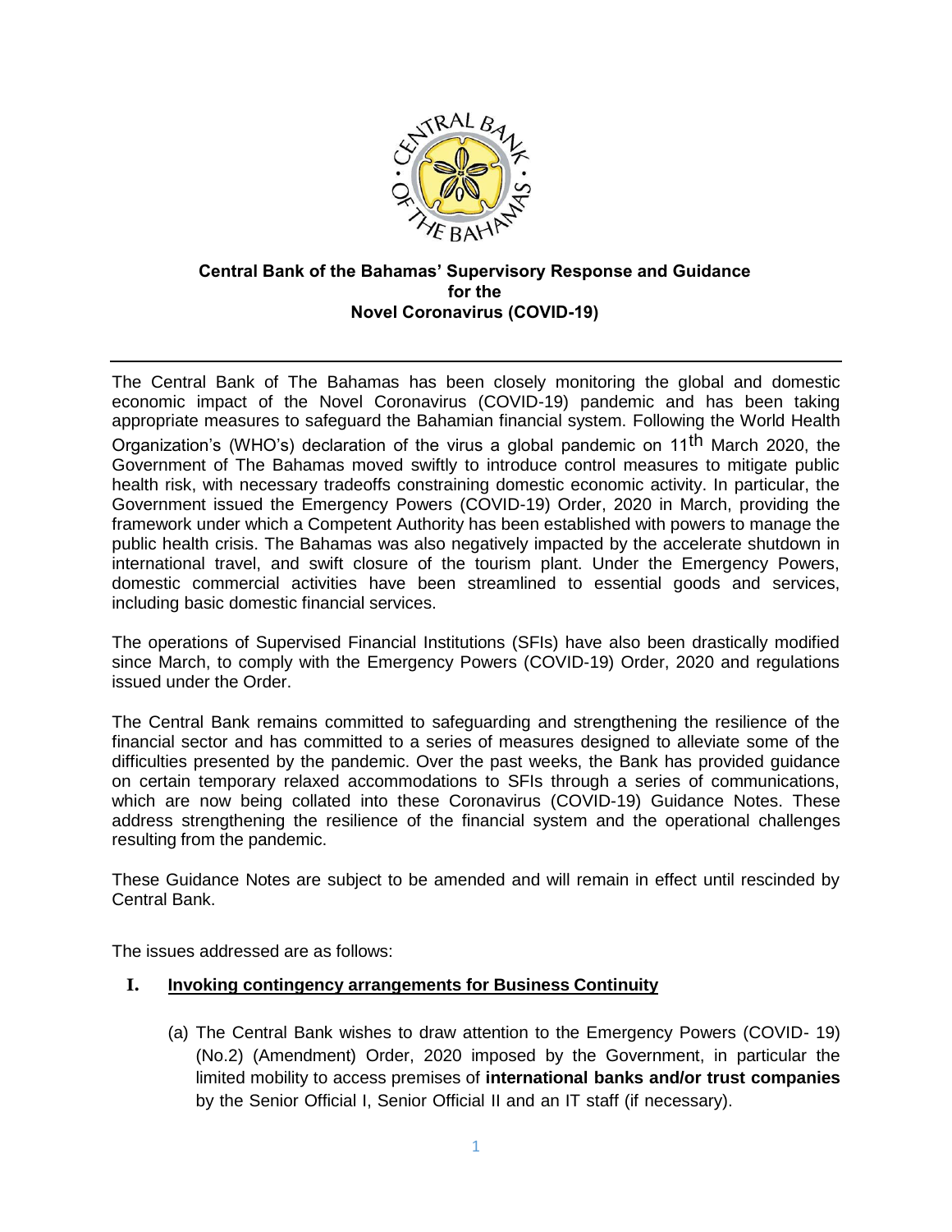**Central Bank of the Bahamas' Supervisory Response and Guidance for the Novel Coronavirus (COVID-19)**

The Central Bank of The Bahamas has been closely monitoring the global and domestic economic impact of the Novel Coronavirus (COVID-19) pandemic and has been taking appropriate measures to safeguard the Bahamian financial system. Following the World Health Organization's (WHO's) declaration of the virus a global pandemic on 11th March 2020, the Government of The Bahamas moved swiftly to introduce control measures to mitigate public health risk, with necessary tradeoffs constraining domestic economic activity. In particular, the Government issued the Emergency Powers (COVID-19) Order, 2020 in March, providing the framework under which a Competent Authority has been established with powers to manage the public health crisis. The Bahamas was also negatively impacted by the accelerate shutdown in international travel, and swift closure of the tourism plant. Under the Emergency Powers, domestic commercial activities have been streamlined to essential goods and services, including basic domestic financial services.

The operations of Supervised Financial Institutions (SFIs) have also been drastically modified since March, to comply with the Emergency Powers (COVID-19) Order, 2020 and regulations issued under the Order.

The Central Bank remains committed to safeguarding and strengthening the resilience of the financial sector and has committed to a series of measures designed to alleviate some of the difficulties presented by the pandemic. Over the past weeks, the Bank has provided guidance on certain temporary relaxed accommodations to SFIs through a series of communications, which are now being collated into these Coronavirus (COVID-19) Guidance Notes. These address strengthening the resilience of the financial system and the operational challenges resulting from the pandemic.

These Guidance Notes are subject to be amended and will remain in effect until rescinded by Central Bank.

The issues addressed are as follows:

## I. Invoking contingency arrangements for Business Continuity

(a) The Central Bank wishes to draw attention to the Emergency Powers (COVID- 19) (No.2) (Amendment) Order, 2020 imposed by the Government, in particular the limited mobility to access premises of **international banks and/or trust companies** by the Senior Official I, Senior Official II and an IT staff (if necessary).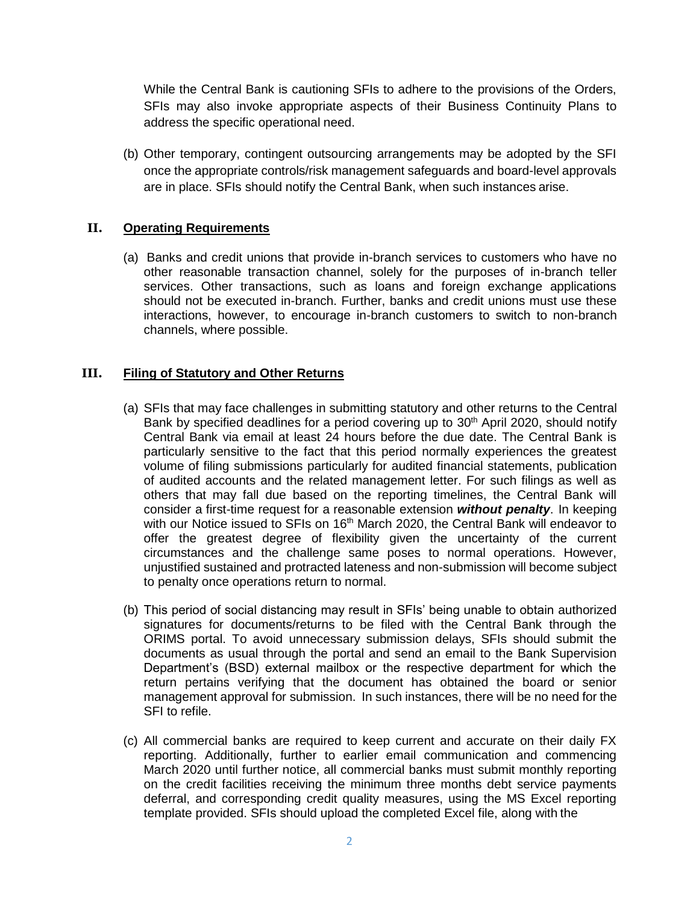While the Central Bank is cautioning SFIs to adhere to the provisions of the Orders, SFIs may also invoke appropriate aspects of their Business Continuity Plans to address the specific operational need.

(b) Other temporary, contingent outsourcing arrangements may be adopted by the SFI once the appropriate controls/risk management safeguards and board-level approvals are in place. SFIs should notify the Central Bank, when such instances arise.

## II. Operating Requirements

(a) Banks and credit unions that provide in-branch services to customers who have no other reasonable transaction channel, solely for the purposes of in-branch teller services. Other transactions, such as loans and foreign exchange applications should not be executed in-branch. Further, banks and credit unions must use these interactions, however, to encourage in-branch customers to switch to non-branch channels, where possible.

## III. Filing of Statutory and Other Returns

(a) SFIs that may face challenges in submitting statutory and other returns to the Central Bank by specified deadlines for a period covering up to 30th April 2020, should notify Central Bank via email at least 24 hours before the due date. The Central Bank is particularly sensitive to the fact that this period normally experiences the greatest volume of filing submissions particularly for audited financial statements, publication of audited accounts and the related management letter. For such filings as well as others that may fall due based on the reporting timelines, the Central Bank will consider a first-time request for a reasonable extension ***without penalty***. In keeping with our Notice issued to SFIs on 16th March 2020, the Central Bank will endeavor to offer the greatest degree of flexibility given the uncertainty of the current circumstances and the challenge same poses to normal operations. However, unjustified sustained and protracted lateness and non-submission will become subject to penalty once operations return to normal.

(b) This period of social distancing may result in SFIs' being unable to obtain authorized signatures for documents/returns to be filed with the Central Bank through the ORIMS portal. To avoid unnecessary submission delays, SFIs should submit the documents as usual through the portal and send an email to the Bank Supervision Department's (BSD) external mailbox or the respective department for which the return pertains verifying that the document has obtained the board or senior management approval for submission. In such instances, there will be no need for the SFI to refile.

(c) All commercial banks are required to keep current and accurate on their daily FX reporting. Additionally, further to earlier email communication and commencing March 2020 until further notice, all commercial banks must submit monthly reporting on the credit facilities receiving the minimum three months debt service payments deferral, and corresponding credit quality measures, using the MS Excel reporting template provided. SFIs should upload the completed Excel file, along with the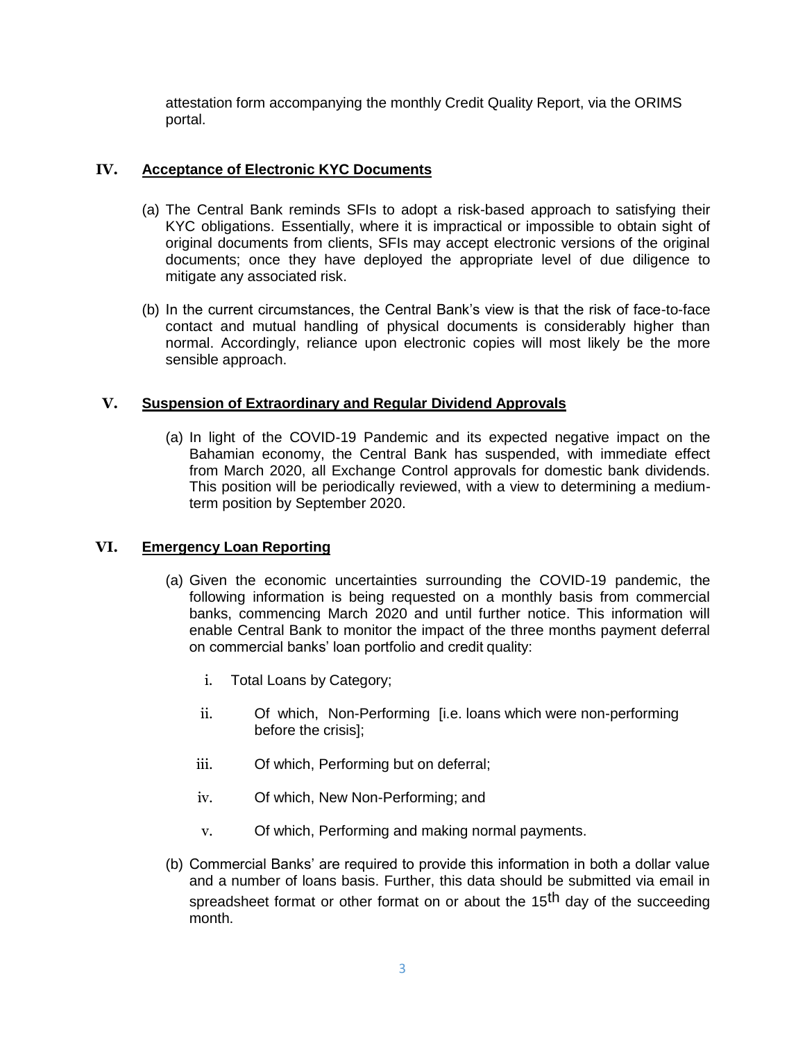attestation form accompanying the monthly Credit Quality Report, via the ORIMS portal.

## IV. Acceptance of Electronic KYC Documents

(a) The Central Bank reminds SFIs to adopt a risk-based approach to satisfying their KYC obligations. Essentially, where it is impractical or impossible to obtain sight of original documents from clients, SFIs may accept electronic versions of the original documents; once they have deployed the appropriate level of due diligence to mitigate any associated risk.

(b) In the current circumstances, the Central Bank's view is that the risk of face-to-face contact and mutual handling of physical documents is considerably higher than normal. Accordingly, reliance upon electronic copies will most likely be the more sensible approach.

## V. Suspension of Extraordinary and Regular Dividend Approvals

(a) In light of the COVID-19 Pandemic and its expected negative impact on the Bahamian economy, the Central Bank has suspended, with immediate effect from March 2020, all Exchange Control approvals for domestic bank dividends. This position will be periodically reviewed, with a view to determining a medium-term position by September 2020.

## VI. Emergency Loan Reporting

(a) Given the economic uncertainties surrounding the COVID-19 pandemic, the following information is being requested on a monthly basis from commercial banks, commencing March 2020 and until further notice. This information will enable Central Bank to monitor the impact of the three months payment deferral on commercial banks' loan portfolio and credit quality:

i. Total Loans by Category;

ii. Of which, Non-Performing [i.e. loans which were non-performing before the crisis];

iii. Of which, Performing but on deferral;

iv. Of which, New Non-Performing; and

v. Of which, Performing and making normal payments.

(b) Commercial Banks' are required to provide this information in both a dollar value and a number of loans basis. Further, this data should be submitted via email in spreadsheet format or other format on or about the 15th day of the succeeding month.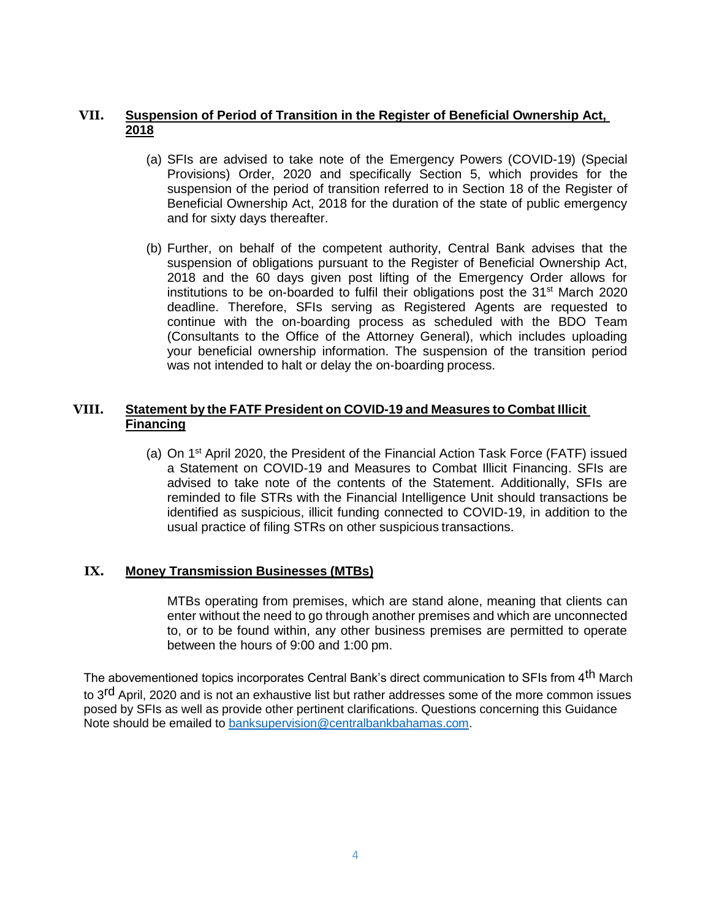## VII. Suspension of Period of Transition in the Register of Beneficial Ownership Act, 2018

(a) SFIs are advised to take note of the Emergency Powers (COVID-19) (Special Provisions) Order, 2020 and specifically Section 5, which provides for the suspension of the period of transition referred to in Section 18 of the Register of Beneficial Ownership Act, 2018 for the duration of the state of public emergency and for sixty days thereafter.

(b) Further, on behalf of the competent authority, Central Bank advises that the suspension of obligations pursuant to the Register of Beneficial Ownership Act, 2018 and the 60 days given post lifting of the Emergency Order allows for institutions to be on-boarded to fulfil their obligations post the 31st March 2020 deadline. Therefore, SFIs serving as Registered Agents are requested to continue with the on-boarding process as scheduled with the BDO Team (Consultants to the Office of the Attorney General), which includes uploading your beneficial ownership information. The suspension of the transition period was not intended to halt or delay the on-boarding process.

## VIII. Statement by the FATF President on COVID-19 and Measures to Combat Illicit Financing

(a) On 1st April 2020, the President of the Financial Action Task Force (FATF) issued a Statement on COVID-19 and Measures to Combat Illicit Financing. SFIs are advised to take note of the contents of the Statement. Additionally, SFIs are reminded to file STRs with the Financial Intelligence Unit should transactions be identified as suspicious, illicit funding connected to COVID-19, in addition to the usual practice of filing STRs on other suspicious transactions.

## IX. Money Transmission Businesses (MTBs)

MTBs operating from premises, which are stand alone, meaning that clients can enter without the need to go through another premises and which are unconnected to, or to be found within, any other business premises are permitted to operate between the hours of 9:00 and 1:00 pm.

The abovementioned topics incorporates Central Bank's direct communication to SFIs from 4th March to 3rd April, 2020 and is not an exhaustive list but rather addresses some of the more common issues posed by SFIs as well as provide other pertinent clarifications. Questions concerning this Guidance Note should be emailed to banksupervision@centralbankbahamas.com.